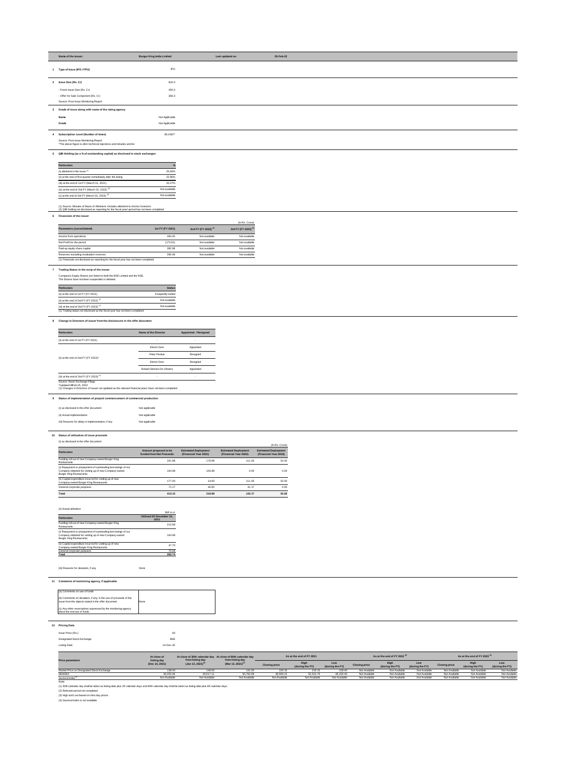| Name of the Issuer: | Burger King India Limited | Last updated on | 25-Feb-22 |
|---|---|---|---|

**1 Type of Issue (IPO / FPO)** IPO

**2 Issue Size (Rs. Cr)** 810.0

- Fresh Issue Size (Rs. Cr) 450.0
- Offer for Sale Component (Rs. Cr) 360.0

Source: Post Issue Monitoring Report

**3 Grade of issue along with name of the rating agency**

| | |
|---|---|
| Name | Not Applicable |
| Grade | Not Applicable |

**4 Subscription Level (Number of times)** 85.4367*

Source: Post Issue Monitoring Report
*The above figure is after technical rejections and includes anchor

**5 QIB Holding (as a % of outstanding capital) as disclosed to stock exchanges**

| Particulars | % |
|---|---|
| (i) allotment in the issue [1] | 25.94% |
| (ii) at the end of first quarter immediately after the listing | 22.96% |
| (iii) at the end of 1st FY (March 31, 2021) | 20.27% |
| (iv) at the end of 2nd FY (March 31, 2022) [2] | Not available |
| (v) at the end of 3rd FY (March 31, 2023) [2] | Not available |

(1) Source: Minutes of Basis of Allotment. Includes allotment to Anchor Investors
(2) QIB holding not disclosed as reporting for the fiscal year/ period has not been completed

**6 Financials of the issuer**

(In Rs. Crore)

| Parameters (consolidated) | 1st FY (FY 2021) | 2nd FY (FY 2022) [1] | 3rd FY (FY 2023) [1] |
|---|---|---|---|
| Income from operations | 494.45 | Not available | Not available |
| Net Profit for the period | (173.81) | Not available | Not available |
| Paid-up equity share capital | 382.98 | Not available | Not available |
| Reserves excluding revaluation reserves | 290.49 | Not available | Not available |

(1) Financials not disclosed as reporting for the fiscal year has not been completed

**7 Trading Status in the scrip of the issuer**

Company's Equity Shares are listed on both the BSE Limited and the NSE.
The Shares have not been suspended or delisted.

| Particulars | Status |
|---|---|
| (ii) at the end of 1st FY (FY 2021) | Frequently traded |
| (ii) at the end of 2nd FY (FY 2022) [1] | Not available |
| (iii) at the end of 3rd FY (FY 2023) [1] | Not available |

(1) Trading status not disclosed as the fiscal year has not been completed

**8 Change in Directors of issuer from the disclosures in the offer document**

| Particulars | Name of the Director | Appointed / Resigned |
|---|---|---|
| (ii) at the end of 1st FY (FY 2021) | - | - |
| (ii) at the end of 2nd FY (FY 2022)* | Ekrem Ozer | Appointed |
| | Peter Perdue | Resigned |
| | Ekrem Ozer | Resigned |
| | Rafael Odorizzi De Oliveira | Appointed |
| (iii) at the end of 3rd FY (FY 2023) [1] | - | - |

Source: Stock Exchange Filings
*Updated till Feb 25, 2022
(1) Changes in Directors of issuer not updated as the relevant financial years have not been completed

**9 Status of implementation of project/ commencement of commercial production**

| | |
|---|---|
| (i) as disclosed in the offer document | Not applicable |
| (ii) Actual implementation | Not applicable |
| (iii) Reasons for delay in implementation, if any | Not applicable |

**10 Status of utilization of issue proceeds**

(i) as disclosed in the offer document

(In Rs. Crore)

| Particulars | Amount proposed to be funded from Net Proceeds | Estimated Deployment (Financial Year 2021) | Estimated Deployment (Financial Year 2022) | Estimated Deployment (Financial Year 2023) |
|---|---|---|---|---|
| Funding roll out of new Company-owned Burger King Restaurants | 341.98 | 178.98 | 111.00 | 52.00 |
| (i) Repayment or prepayment of outstanding borrowings of our Company obtained for setting up of new Company-owned Burger King Restaurants; | 164.98 | 164.98 | 0.00 | 0.00 |
| (ii) Capital expenditure incurred for setting up of new Company-owned Burger King Restaurants | 177.00 | 14.00 | 111.00 | 52.00 |
| General corporate purposes | 71.17 | 40.00 | 31.17 | 0.00 |
| **Total** | **413.15** | **218.98** | **142.17** | **52.00** |

(ii) Actual utilization

INR in cr

| Particulars | Utilised till December 31, 2021 |
|---|---|
| Funding roll out of new Company-owned Burger King Restaurants | 212.68 |
| (i) Repayment or prepayment of outstanding borrowings of our Company obtained for setting up of new Company-owned Burger King Restaurants; | 164.98 |
| (ii) Capital expenditure incurred for setting up of new Company-owned Burger King Restaurants | 47.70 |
| General corporate purposes | 70.06 |
| **Total** | **282.74** |

(iii) Reasons for deviation, if any: None

**11 Comments of monitoring agency, if applicable**

| | |
|---|---|
| (a) Comments on use of funds | None |
| (b) Comments on deviation, if any, in the use of proceeds of the issue from the objects stated in the offer document | |
| (c) Any other reservations expressed by the monitoring agency about the end use of funds | |

**12 Pricing Data**

| | |
|---|---|
| Issue Price (Rs.): | 60 |
| Designated Stock Exchange: | BSE |
| Listing Date: | 14-Dec-20 |

| Price parameters | At close of listing day (Dec 14, 2021) | At close of 30th calendar day from listing day (Jan 12, 2021)[1] | At close of 90th calendar day from listing day (Mar 13, 2021)[1] | As at the end of FY 2021 | | | As at the end of FY 2022 [2] | | | As at the end of FY 2023 [2] | | |
|---|---|---|---|---|---|---|---|---|---|---|---|---|
| | | | | Closing price | High (during the FY) | Low (during the FY) | Closing price | High (during the FY) | Low (during the FY) | Closing price | High (during the FY) | Low (during the FY) |
| Market Price on Designated Stock Exchange | 138.40 | 149.05 | 141.00 | 129.10 | 219.15 | 108.40 | Not Available | Not Available | Not Available | Not Available | Not Available | Not Available |
| SENSEX | 46,253.46 | 49,517.11 | 50,792.08 | 49,509.15 | 52,516.76 | 46,160.46 | Not Available | Not Available | Not Available | Not Available | Not Available | Not Available |
| Sectoral Index[4] | Not Available | Not Available | Not Available | Not Available | Not Available | Not Available | Not Available | Not Available | Not Available | Not Available | Not Available | Not Available |

Note:
(1) 30th calendar day shall be taken as listing date plus 29 calendar days and 90th calendar day shall be taken as listing date plus 89 calendar days.
(2) Relevant period not completed
(3) High and Low based on intra day prices.
(4) Sectoral Index is not available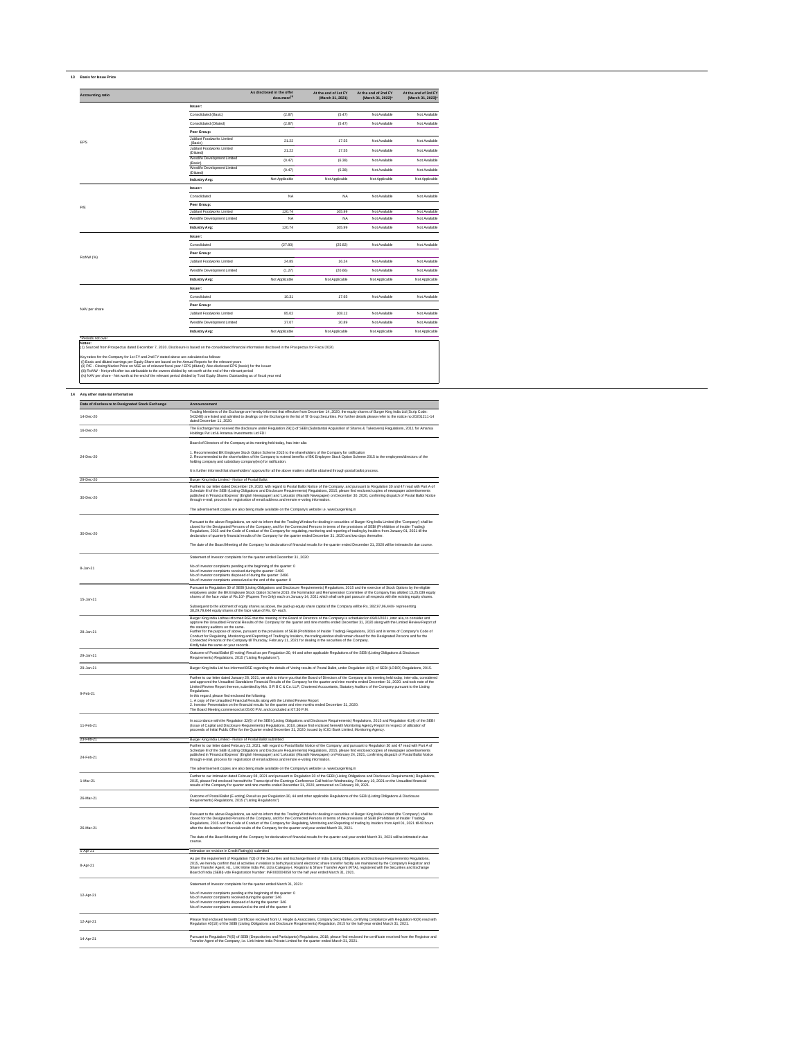## 13 Basis for Issue Price

| Accounting ratio | | As disclosed in the offer document[1] | At the end of 1st FY (March 31, 2021) | At the end of 2nd FY (March 31, 2022)* | At the end of 3rd FY (March 31, 2023)* |
|---|---|---|---|---|---|
| EPS | Issuer: | | | | |
| | Consolidated (Basic) | (2.87) | (5.47) | Not Available | Not Available |
| | Consolidated (Diluted) | (2.87) | (5.47) | Not Available | Not Available |
| | Peer Group: | | | | |
| | Jubilant Foodworks Limited (Basic) | 21.22 | 17.55 | Not Available | Not Available |
| | Jubilant Foodworks Limited (Diluted) | 21.22 | 17.55 | Not Available | Not Available |
| | Westlife Development Limited (Basic) | (0.47) | (6.38) | Not Available | Not Available |
| | Westlife Development Limited (Diluted) | (0.47) | (6.38) | Not Available | Not Available |
| | Industry Avg: | Not Applicable | Not Applicable | Not Applicable | Not Applicable |
| P/E | Issuer: | | | | |
| | Consolidated | NA | NA | Not Available | Not Available |
| | Peer Group: | | | | |
| | Jubilant Foodworks Limited | 120.74 | 165.99 | Not Available | Not Available |
| | Westlife Development Limited | NA | NA | Not Available | Not Available |
| | Industry Avg: | 120.74 | 165.99 | Not Available | Not Available |
| RoNW (%) | Issuer: | | | | |
| | Consolidated | (27.80) | (25.82) | Not Available | Not Available |
| | Peer Group: | | | | |
| | Jubilant Foodworks Limited | 24.85 | 16.24 | Not Available | Not Available |
| | Westlife Development Limited | (1.27) | (20.66) | Not Available | Not Available |
| | Industry Avg: | Not Applicable | Not Applicable | Not Applicable | Not Applicable |
| NAV per share | Issuer: | | | | |
| | Consolidated | 10.31 | 17.65 | Not Available | Not Available |
| | Peer Group: | | | | |
| | Jubilant Foodworks Limited | 85.02 | 108.12 | Not Available | Not Available |
| | Westlife Development Limited | 37.07 | 30.89 | Not Available | Not Available |
| | Industry Avg: | Not Applicable | Not Applicable | Not Applicable | Not Applicable |

*Periods not over

**Notes:**
(1) Sourced from Prospectus dated December 7, 2020. Disclosure is based on the consolidated financial information disclosed in the Prospectus for Fiscal 2020.

Key ratios for the Company for 1st FY and 2nd FY stated above are calculated as follows:
(i) Basic and diluted earnings per Equity Share are based on the Annual Reports for the relevant years
(ii) P/E - Closing Market Price on NSE as of relevant fiscal year / EPS (diluted); Also disclosed EPS (basic) for the Issuer
(iii) RoNW - Net profit after tax attributable to the owners divided by net worth at the end of the relevant period
(iv) NAV per share - Net worth at the end of the relevant period divided by Total Equity Shares Outstanding as of fiscal year end

## 14 Any other material information

| Date of disclosure to Designated Stock Exchange | Announcement |
|---|---|
| 14-Dec-20 | Trading Members of the Exchange are hereby informed that effective from December 14, 2020, the equity shares of Burger King India Ltd (Scrip Code: 543248) are listed and admitted to dealings on the Exchange in the list of 'B' Group Securities. For further details please refer to the notice no 20201211-14 dated December 11, 2020. |
| 16-Dec-20 | The Exchange has received the disclosure under Regulation 29(1) of SEBI (Substantial Acquisition of Shares & Takeovers) Regulations, 2011 for Amansa Holdings Pvt Ltd & Amansa Investments Ltd FDI. |
| 24-Dec-20 | Board of Directors of the Company at its meeting held today, has inter alia:<br><br>1. Recommended BK Employee Stock Option Scheme 2015 to the shareholders of the Company for ratification<br>2. Recommended to the shareholders of the Company to extend benefits of BK Employee Stock Option Scheme 2015 to the employees/directors of the holding company and subsidiary company(ies) for ratification.<br><br>It is further informed that shareholders' approval for all the above matters shall be obtained through postal ballot process. |
| 29-Dec-20 | Burger King India Limited - Notice of Postal Ballot |
| 30-Dec-20 | Further to our letter dated December 29, 2020, with regard to Postal Ballot Notice of the Company, and pursuant to Regulation 30 and 47 read with Part A of Schedule III of the SEBI (Listing Obligations and Disclosure Requirements) Regulations, 2015, please find enclosed copies of newspaper advertisements published in 'Financial Express' (English Newspaper) and 'Loksatta' (Marathi Newspaper) on December 30, 2020, confirming dispatch of Postal Ballot Notice through e-mail, process for registration of email address and remote e-voting information.<br><br>The advertisement copies are also being made available on the Company's website i.e. www.burgerking.in |
| 30-Dec-20 | Pursuant to the above Regulations, we wish to inform that the Trading Window for dealing in securities of Burger King India Limited (the 'Company') shall be closed for the Designated Persons of the Company, and for the Connected Persons in terms of the provisions of SEBI (Prohibition of Insider Trading) Regulations, 2015 and the Code of Conduct of the Company for regulating, monitoring and reporting of trading by Insiders from January 01, 2021 till the declaration of quarterly financial results of the Company for the quarter ended December 31, 2020 and two days thereafter.<br><br>The date of the Board Meeting of the Company for declaration of financial results for the quarter ended December 31, 2020 will be intimated in due course. |
| 8-Jan-21 | Statement of investor complaints for the quarter ended December 31, 2020:<br><br>No.of investor complaints pending at the beginning of the quarter: 0<br>No.of investor complaints received during the quarter: 2486<br>No.of investor complaints disposed of during the quarter: 2486<br>No.of investor complaints unresolved at the end of the quarter: 0 |
| 15-Jan-21 | Pursuant to Regulation 30 of SEBI (Listing Obligations and Disclosure Requirements) Regulations, 2015 and the exercise of Stock Options by the eligible employees under the BK Employee Stock Option Scheme 2015, the Nomination and Remuneration Committee of the Company has allotted 13,35,039 equity shares of the face value of Rs.10/- (Rupees Ten Only) each on January 14, 2021 which shall rank pari passu in all respects with the existing equity shares.<br><br>Subsequent to the allotment of equity shares as above, the paid-up equity share capital of the Company will be Rs. 382,97,96,440/- representing 38,29,79,644 equity shares of the face value of Rs. 10/- each. |
| 28-Jan-21 | Burger King India Ltdhas informed BSE that the meeting of the Board of Directors of the Company is scheduled on 09/02/2021 ,inter alia, to consider and approve the Unaudited Financial Results of the Company for the quarter and nine months ended December 31, 2020 along with the Limited Review Report of the statutory auditors on the same.<br>Further for the purpose of above, pursuant to the provisions of SEBI (Prohibition of Insider Trading) Regulations, 2015 and in terms of Company's Code of Conduct for Regulating, Monitoring and Reporting of Trading by Insiders, the trading window shall remain closed for the Designated Persons and for the Connected Persons of the Company till Thursday, February 11, 2021 for dealing in the securities of the Company.<br>Kindly take the same on your records. |
| 29-Jan-21 | Outcome of Postal Ballot (E-voting) Result as per Regulation 30, 44 and other applicable Regulations of the SEBI (Listing Obligations & Disclosure Requirements) Regulations, 2015 ("Listing Regulations"). |
| 29-Jan-21 | Burger King India Ltd has informed BSE regarding the details of Voting results of Postal Ballot, under Regulation 44(3) of SEBI (LODR) Regulations, 2015. |
| 9-Feb-21 | Further to our letter dated January 28, 2021, we wish to inform you that the Board of Directors of the Company at its meeting held today, inter-alia, considered and approved the Unaudited Standalone Financial Results of the Company for the quarter and nine months ended December 31, 2020, and took note of the Limited Review Report thereon, submitted by M/s. S R B C & Co. LLP, Chartered Accountants, Statutory Auditors of the Company pursuant to the Listing Regulations.<br>In this regard, please find enclosed the following:<br>1. A copy of the Unaudited Financial Results along with the Limited Review Report<br>2. Investor Presentation on the financial results for the quarter and nine months ended December 31, 2020.<br>The Board Meeting commenced at 05:00 P.M. and concluded at 07:30 P.M. |
| 11-Feb-21 | In accordance with the Regulation 32(6) of the SEBI (Listing Obligations and Disclosure Requirements) Regulations, 2015 and Regulation 41(4) of the SEBI (Issue of Capital and Disclosure Requirements) Regulations, 2018, please find enclosed herewith Monitoring Agency Report in respect of utilization of proceeds of Initial Public Offer for the Quarter ended December 31, 2020, issued by ICICI Bank Limited, Monitoring Agency. |
| 23-Feb-21 | Burger King India Limited - Notice of Postal Ballot submitted |
| 24-Feb-21 | Further to our letter dated February 23, 2021, with regard to Postal Ballot Notice of the Company, and pursuant to Regulation 30 and 47 read with Part A of Schedule III of the SEBI (Listing Obligations and Disclosure Requirements) Regulations, 2015, please find enclosed copies of newspaper advertisements published in 'Financial Express' (English Newspaper) and 'Loksatta' (Marathi Newspaper) on February 24, 2021, confirming dispatch of Postal Ballot Notice through e-mail, process for registration of email address and remote e-voting information.<br><br>The advertisement copies are also being made available on the Company's website i.e. www.burgerking.in |
| 1-Mar-21 | Further to our intimation dated February 08, 2021 and pursuant to Regulation 30 of the SEBI (Listing Obligations and Disclosure Requirements) Regulations, 2015, please find enclosed herewith the Transcript of the Earnings Conference Call held on Wednesday, February 10, 2021 on the Unaudited financial results of the Company for quarter and nine months ended December 31, 2020, announced on February 09, 2021. |
| 26-Mar-21 | Outcome of Postal Ballot (E-voting) Result as per Regulation 30, 44 and other applicable Regulations of the SEBI (Listing Obligations & Disclosure Requirements) Regulations, 2015 ("Listing Regulations") |
| 26-Mar-21 | Pursuant to the above Regulations, we wish to inform that the Trading Window for dealing in securities of Burger King India Limited (the 'Company') shall be closed for the Designated Persons of the Company, and for the Connected Persons in terms of the provisions of SEBI (Prohibition of Insider Trading) Regulations, 2015 and the Code of Conduct of the Company for Regulating, Monitoring and Reporting of trading by Insiders from April 01, 2021 till 48 hours after the declaration of financial results of the Company for the quarter and year ended March 31, 2021.<br><br>The date of the Board Meeting of the Company for declaration of financial results for the quarter and year ended March 31, 2021 will be intimated in due course. |
| 5-Apr-21 | Intimation on revision in Credit Rating(s) submitted |
| 8-Apr-21 | As per the requirement of Regulation 7(3) of the Securities and Exchange Board of India (Listing Obligations and Disclosure Requirements) Regulations, 2015, we hereby confirm that all activities in relation to both physical and electronic share transfer facility are maintained by the Company's Registrar and Share Transfer Agent, viz., Link Intime India Pvt. Ltd a Category-I, Registrar & Share Transfer Agent (RTA), registered with the Securities and Exchange Board of India (SEBI) vide Registration Number: INR000004058 for the half year ended March 31, 2021. |
| 12-Apr-21 | Statement of investor complaints for the quarter ended March 31, 2021:<br><br>No.of investor complaints pending at the beginning of the quarter: 0<br>No.of investor complaints received during the quarter: 346<br>No.of investor complaints disposed of during the quarter: 346<br>No.of investor complaints unresolved at the end of the quarter: 0 |
| 12-Apr-21 | Please find enclosed herewith Certificate received from U. Hegde & Associates, Company Secretaries, certifying compliance with Regulation 40(9) read with Regulation 40(10) of the SEBI (Listing Obligations and Disclosure Requirements) Regulation, 2015 for the half-year ended March 31, 2021. |
| 14-Apr-21 | Pursuant to Regulation 74(5) of SEBI (Depositories and Participants) Regulations, 2018, please find enclosed the certificate received from the Registrar and Transfer Agent of the Company, i.e. Link Intime India Private Limited for the quarter ended March 31, 2021. |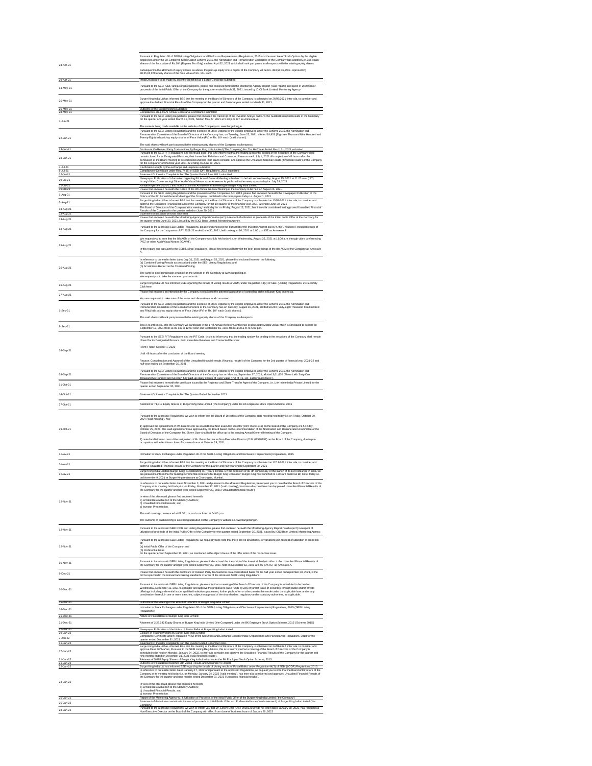| Date | Description |
|---|---|
| 23-Apr-21 | Pursuant to Regulation 30 of SEBI (Listing Obligations and Disclosure Requirements) Regulations, 2015 and the exercise of Stock Options by the eligible employees under the BK Employee Stock Option Scheme 2015, the Nomination and Remuneration Committee of the Company has allotted 5,24,335 equity shares of the face value of Rs.10/- (Rupees Ten Only) each on April 22, 2021 which shall rank pari passu in all respects with the existing equity shares. Subsequent to the allotment of equity shares as above, the paid-up equity share capital of the Company will be Rs. 383,50,39,790/- representing 38,35,03,979 equity shares of the face value of Rs. 10/- each. |
| 26-Apr-21 | Initial Disclosure to be made by an entity identified as a Large Corporate submitted |
| 14-May-21 | Pursuant to the SEBI ICDR and Listing Regulations, please find enclosed herewith the Monitoring Agency Report ('said report') in respect of utilization of proceeds of the Initial Public Offer of the Company for the quarter ended March 31, 2021, issued by ICICI Bank Limited, Monitoring Agency. |
| 25-May-21 | Burger King India Ltdhas informed BSE that the meeting of the Board of Directors of the Company is scheduled on 26/05/2021 ,inter alia, to consider and approve the Audited Financial Results of the Company for the quarter and financial year ended on March 31, 2021 |
| 26-May-21 | Outcome of the Board meeting submitted |
| 28-May-21 | Compliances-Reg.24(A)-Annual Secretarial Compliance submitted |
| 7-Jun-21 | Pursuant to the SEBI Listing Regulations, please find enclosed the transcript of the Investor/ Analyst call w.r.t. the Audited Financial Results of the Company for the quarter and year ended March 31, 2021, held on May 27, 2021 at 5.30 p.m. IST as Annexure A. The same is being made available on the website of the Company viz. www.burgerking.in. |
| 22-Jun-21 | Pursuant to the SEBI Listing Regulations and the exercise of Stock Options by the eligible employees under the Scheme 2015, the Nomination and Remuneration Committee of the Board of Directors of the Company has, on Tuesday, June 22, 2021, allotted 18,928 (Eighteen Thousand Nine Hundred and Twenty-Eight) fully paid-up equity shares of Face Value (FV) of Rs. 10/- each ('said shares'). The said shares will rank pari-passu with the existing equity shares of the Company in all respects. |
| 23-Jun-21 | Disclosure On Related Party Transactions By Burger King India Limited ("The Company") For The Half Year Ended March 31, 2021 submitted |
| 28-Jun-21 | Pursuant to the SEBI PIT Regulations and aforesaid code, this is to inform you that the trading window for dealing in the securities of the Company shall remain closed for its Designated Persons, their Immediate Relatives and Connected Persons w.e.f. July 1, 2021 till completion of 48 hours after the conclusion of the Board meeting to be convened and held inter alia to consider and approve the Unaudited financial results ('financial results') of the Company for the 1st quarter of financial year 2021-22 ending on June 30, 2021. |
| 7-Jul-21 | Clarification sought by the exchange and response submitted |
| 8-Jul-21 | Compliances-Certificate under Reg. 74 (5) of SEBI (DP) Regulations, 2018 submitted |
| 12-Jul-21 | Statement Of Investor Complaints For The Quarter Ended June 2021 submitted |
| 29-Jul-21 | Newspaper Publication of information regarding 8th Annual General Meeting scheduled to be held on Wednesday, August 25, 2021 at 11:00 a.m. (IST) through Video Conferencing/ Other Audio Visual Means as an Annexure A, published in the newspapers today i.e. July 29, 2021 |
| 30-Jul-21 | Annual Report FY 2020-21 and Notice of the 8th Annual General Meeting of Burger King India Limited |
| 31-Jul-21 | Please find enclosed herewith the Notice of the 8th Annual General Meeting of the Company to be held on August 25, 2021. |
| 1-Aug-01 | Pursuant to the SEBI Listing Regulations and the provisions of the Companies Act, 2013, please find enclosed herewith the Newspaper Publication of the Notice of the 8th Annual General Meeting of the Company , published in the newspapers today i.e. August 1, 2021 |
| 5-Aug-21 | Burger King India Ltdhas informed BSE that the meeting of the Board of Directors of the Company is scheduled on 13/08/2021 ,inter alia, to consider and approve the Unaudited Financial Results of the Company for the 1st quarter of the financial year 2021-22 ended June 30, 2021 |
| 13-Aug-21 | The Board of Directors of the Company at its meeting held today i.e. on Friday, August 13, 2021, has inter-alia considered and approved Unaudited Financial Results of the Company for the quarter ended on June 30, 2021 |
| 13-Aug-21 | Statement of utilization of funds submitted |
| 13-Aug-21 | Please find enclosed herewith the Monitoring Agency Report ('said report') in respect of utilization of proceeds of the Initial Public Offer of the Company for the quarter ended June 30, 2021, issued by the ICICI Bank Limited, Monitoring Agency. |
| 18-Aug-21 | Pursuant to the aforesaid SEBI Listing Regulations, please find enclosed the transcript of the Investor/ Analyst call w.r.t. the Unaudited Financial Results of the Company for the 1st quarter of FY 2021-22 ended June 30, 2021, held on August 16, 2021 at 1:00 p.m. IST as Annexure A |
| 25-Aug-21 | We request you to note that the 8th AGM of the Company was duly held today i.e. on Wednesday, August 25, 2021 at 11:00 a.m. through video conferencing ('VC') or other Audit Visual Means ('OAVM'). In this regard and pursuant to the SEBI Listing Regulations, please find enclosed herewith the brief proceedings of the 8th AGM of the Company as Annexure A. |
| 26-Aug-21 | In reference to our earlier letter dated July 31, 2021 and August 25, 2021, please find enclosed herewith the following: (a) Combined Voting Results as prescribed under the SEBI Listing Regulations; and (b) Scrutinizers Report on the Combined Voting. The same is also being made available on the website of the Company at www.burgerking.in. We request you to take the same on your records. |
| 26-Aug-21 | Burger King India Ltd has informed BSE regarding the details of Voting results of AGM, under Regulation 44(3) of SEBI (LODR) Regulations, 2015. Kindly Click here |
| 27-Aug-21 | Please find enclosed an intimation by the Company in relation to the potential acquisition of controlling stake in Burger King Indonesia. You are requested to take note of the same and disseminate to all concerned. |
| 1-Sep-21 | Pursuant to the SEBI Listing Regulations and the exercise of Stock Options by the eligible employees under the Scheme 2015, the Nomination and Remuneration Committee of the Board of Directors of the Company has on Tuesday, August 31, 2021, allotted 68,250 (Sixty-Eight Thousand Two Hundred and Fifty) fully paid-up equity shares of Face Value (FV) of Rs. 10/- each ('said shares'). The said shares will rank pari-passu with the existing equity shares of the Company in all respects. |
| 8-Sep-21 | This is to inform you that the Company will participate in the 17th Annual Investor Conference organised by Motilal Oswal which is scheduled to be held on September 13, 2021 from 11:00 a.m. to 12:00 noon and September 15, 2021 from 11:00 a.m. to 5:00 p.m. |
| 28-Sep-21 | Pursuant to the SEBI PIT Regulations and the PIT Code, this is to inform you that the trading window for dealing in the securities of the Company shall remain closed for its Designated Persons, their Immediate Relatives and Connected Persons: From: Friday, October 1, 2021 Until: 48 hours after the conclusion of the Board meeting Reason: Consideration and Approval of the Unaudited financial results ('financial results') of the Company for the 2nd quarter of financial year 2021-22 and half year ending on September 30, 2021 |
| 28-Sep-21 | Pursuant to the SEBI Listing Regulations and the exercise of Stock Options by the eligible employees under the Scheme 2015, the Nomination and Remuneration Committee of the Board of Directors of the Company has on Monday, September 27, 2021, allotted 3,61,670 (Three Lakh Sixty-One Thousand Six Hundred and Seventy) fully paid-up equity shares of Face Value (FV) of Rs. 10/- each ('said shares'). |
| 11-Oct-21 | Please find enclosed herewith the certificate issued by the Registrar and Share Transfer Agent of the Company, i.e. Link Intime India Private Limited for the quarter ended September 30, 2021. |
| 14-Oct-21 | Statement Of Investor Complaints For The Quarter Ended September 2021 |
| 27-Oct-21 | Allotment of 71,813 Equity Shares of Burger King India Limited ('the Company') under the BK Employee Stock Option Scheme, 2015 |
| 29-Oct-21 | Pursuant to the aforesaid Regulations, we wish to inform that the Board of Directors of the Company at its meeting held today i.e. on Friday, October 29, 2021 ('said meeting'), has: 1) approved the appointment of Mr. Ekrem Ozer as an Additional Non-Executive Director (DIN: 09381216) on the Board of the Company w.e.f. Friday, October 29, 2021. The said appointment was approved by the Board based on the recommendation of the Nomination and Remuneration Committee of the Board of Directors of the Company. Mr. Ekrem Ozer shall hold the office up to the ensuing Annual General Meeting of the Company. 2) noted and taken on record the resignation of Mr. Peter Perdue as Non-Executive Director (DIN: 08580197) on the Board of the Company, due to pre-occupation, with effect from close of business hours of October 29, 2021. |
| 1-Nov-21 | Intimation to Stock Exchanges under Regulation 30 of the SEBI (Listing Obligations and Disclosure Requirements) Regulations, 2015 |
| 3-Nov-21 | Burger King India Ltdhas informed BSE that the meeting of the Board of Directors of the Company is scheduled on 12/11/2021 ,inter alia, to consider and approve Unaudited Financial Results of the Company for the quarter and half year ended September 30, 2021 |
| 9-Nov-21 | Burger King India Limited (Burger King) is celebrating its 7 years in India. On the occasion of its 7th anniversary of the launch of its 1st restaurant in India, we are pleased to inform that for building incremental occasions for Burger King Consumer; Burger King has launched its 1st Café called as BK CaN, today i.e. on November 9, 2021 at Burger King restaurant at Churchgate, Mumbai. |
| 12-Nov-21 | In reference to our earlier letter dated November 3, 2021 and pursuant to the aforesaid Regulations, we request you to note that the Board of Directors of the Company at its meeting held today i.e. on Friday, November 12, 2021 ('said meeting'), has inter-alia considered and approved Unaudited Financial Results of the Company for the quarter and half year ended September 30, 2021 ('Unaudited financial results') In view of the aforesaid, please find enclosed herewith: a) Limited Review Report of the Statutory Auditors; b) Unaudited Financial Results; and c) Investor Presentation. The said meeting commenced at 01:30 p.m. and concluded at 04:00 p.m. The outcome of said meeting is also being uploaded on the Company's website i.e. www.burgerking.in. |
| 12-Nov-21 | Pursuant to the aforesaid SEBI ICDR and Listing Regulations, please find enclosed herewith the Monitoring Agency Report ('said report') in respect of utilization of proceeds of the Initial Public Offer of the Company for the quarter ended September 30, 2021, issued by ICICI Bank Limited, Monitoring Agency. |
| 12-Nov-21 | Pursuant to the aforesaid SEBI Listing Regulations, we request you to note that there are no deviation(s) or variation(s) in respect of utilization of proceeds of: (a) Initial Public Offer of the Company; and (b) Preferential Issue for the quarter ended September 30, 2021, as mentioned in the object clause of the offer letter of the respective issue. |
| 16-Nov-21 | Pursuant to the aforesaid SEBI Listing Regulations, please find enclosed the transcript of the Investor/ Analyst call w.r.t. the Unaudited Financial Results of the Company for the quarter and half year ended September 30, 2021, held on November 12, 2021 at 5:00 p.m. IST as Annexure A. |
| 9-Dec-21 | Please find enclosed herewith the disclosure of Related Party Transactions on a consolidated basis for the half year ended on September 30, 2021, in the format specified in the relevant accounting standards in terms of the aforesaid SEBI Listing Regulations. |
| 10-Dec-21 | Pursuant to the aforesaid SEBI Listing Regulations, please note that a meeting of the Board of Directors of the Company is scheduled to be held on Wednesday, December 15, 2021 to consider and approve the proposal to raise funds by way of further issue of securities through public and/or private offerings including preferential issue, qualified institutions placement, further public offer or other permissible mode under the applicable law and/or any combination thereof, in one or more tranches, subject to approval of the shareholders, regulatory and/or statutory authorities, as applicable. |
| 15-Dec-21 | Outcome of the Meeting of the Board of Directors of Burger King India Limited |
| 16-Dec-21 | Intimation to Stock Exchanges under Regulation 30 of the SEBI (Listing Obligations and Disclosure Requirements) Regulations, 2015 ('SEBI Listing Regulations') |
| 21-Dec-21 | Notice of Postal Ballot of Burger King India Limited |
| 21-Dec-21 | Allotment of 2,27,142 Equity Shares of Burger King India Limited ('the Company') under the BK Employee Stock Option Scheme, 2015 ('Scheme 2015') |
| 22-Dec-21 | Newspaper Publication of the Notice of Postal Ballot of Burger King India Limited |
| 29-Jan-22 | Closure of Trading Window by Burger King India Limited |
| 7-Jan-22 | Compliance Certificate under Regulation 74(5) of the Securities and Exchange Board of India (Depositories and Participants) Regulations, 2018 for the quarter ended December 31, 2021 |
| 11-Jan-22 | Statement Of Investor Complaints For The Quarter Ended December 2021 |
| 17-Jan-22 | Burger King India Ltdhas informed BSE that the meeting of the Board of Directors of the Company is scheduled on 24/01/2022 ,inter alia, to consider and approve Dear Sir/ Ma'am, Pursuant to the SEBI Listing Regulations, this is to inform you that a meeting of the Board of Directors of the Company is scheduled to be held on Monday, January 24, 2022, to inter alia consider and approve the Unaudited Financial Results of the Company for the quarter and nine months ended on December 31, 2021 ('said financial results'). |
| 21-Jan-22 | Allotment of 5,078 Equity Shares of Burger King India Limited under the BK Employee Stock Option Scheme, 2015 |
| 21-Jan-22 | Outcome of Postal Ballot together with Voting Results and Scrutinizer's Report |
| 22-Jan-22 | Burger King India Ltd has informed BSE regarding the details of Voting results of Postal Ballot, under Regulation 44(3) of SEBI (LODR) Regulations, 2015. |
| 24-Jan-22 | In reference to our earlier letter dated January 17, 2022 and pursuant to the aforesaid Regulations, we request you to note that the Board of Directors of the Company at its meeting held today i.e. on Monday, January 24, 2022 ('said meeting'), has inter-alia considered and approved Unaudited Financial Results of the Company for the quarter and nine months ended December 31, 2021 ('Unaudited financial results'). In view of the aforesaid, please find enclosed herewith: a) Limited Review Report of the Statutory Auditors; b) Unaudited Financial Results; and c) Investor Presentation. |
| 25-Jan-22 | Report of the Monitoring Agency w.r.t. Utilization of Proceeds of the Initial Public Offer of the Burger King India Limited ('the Company') |
| 25-Jan-22 | Statement of deviation or variation in the use of proceeds of Initial Public Offer and Preferential Issue ('said statement') of Burger King India Limited ('the Company') |
| 28-Jan-22 | Pursuant to the aforesaid Regulations, we wish to inform you that Mr. Ekrem Ozer (DIN: 09381216) vide his letter dated January 28, 2022, has resigned as Non-Executive Director on the Board of the Company with effect from close of business hours of January 28, 2022 |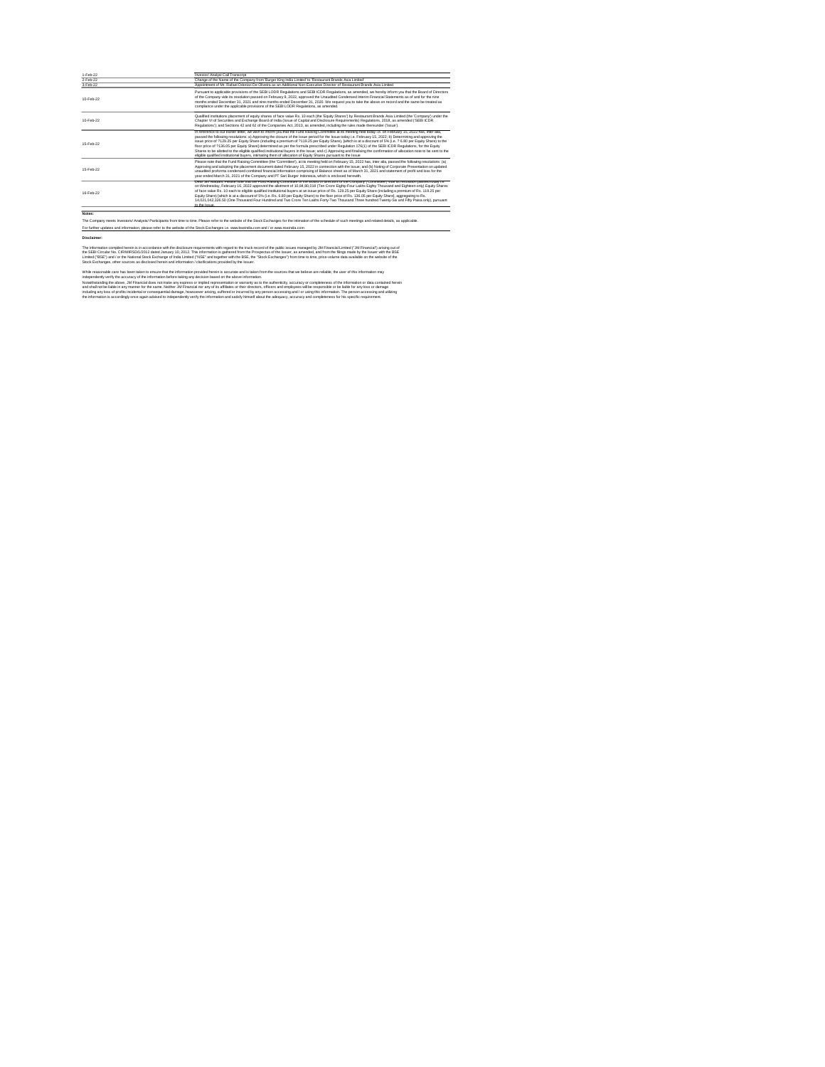| | |
|---|---|
| 1-Feb-22 | Investor/ Analyst Call Transcript |
| 2-Feb-22 | Change of the Name of the Company from 'Burger King India Limited' to 'Restaurant Brands Asia Limited' |
| 3-Feb-22 | Appointment of Mr. Rafael Odorizzi De Oliveira as an Additional Non-Executive Director of Restaurant Brands Asia Limited |
| 10-Feb-22 | Pursuant to applicable provisions of the SEBI LODR Regulations and SEBI ICDR Regulations, as amended, we hereby inform you that the Board of Directors of the Company vide its resolution passed on February 9, 2022, approved the Unaudited Condensed Interim Financial Statements as of and for the nine months ended December 31, 2021 and nine months ended December 31, 2020. We request you to take the above on record and the same be treated as compliance under the applicable provisions of the SEBI LODR Regulations, as amended. |
| 10-Feb-22 | Qualified institutions placement of equity shares of face value Rs. 10 each (the 'Equity Shares') by Restaurant Brands Asia Limited (the 'Company') under the Chapter VI of Securities and Exchange Board of India (Issue of Capital and Disclosure Requirements) Regulations, 2018, as amended ('SEBI ICDR Regulations'); and Sections 42 and 62 of the Companies Act, 2013, as amended, including the rules made thereunder ('Issue'). |
| 15-Feb-22 | In reference to our earlier letter, we wish to inform you that the Fund Raising Committee at its meeting held today i.e. on February 15, 2022 has, inter alia, passed the following resolutions: a) Approving the closure of the issue period for the Issue today i.e. February 15, 2022; b) Determining and approving the issue price of ₹129.25 per Equity Share (including a premium of ₹119.25 per Equity Share), [which is at a discount of 5% (i.e. ₹ 6.80 per Equity Share) to the floor price of ₹136.05 per Equity Share] determined as per the formula prescribed under Regulation 176(1) of the SEBI ICDR Regulations, for the Equity Shares to be allotted to the eligible qualified institutional buyers in the Issue; and c) Approving and finalising the confirmation of allocation note to be sent to the eligible qualified institutional buyers, intimating them of allocation of Equity Shares pursuant to the Issue |
| 15-Feb-22 | Please note that the Fund Raising Committee (the 'Committee'), at its meeting held on February 15, 2022 has, inter alia, passed the following resolutions: (a) Approving and adopting the placement document dated February 15, 2022 in connection with the Issue; and (b) Noting of Corporate Presentation on updated unaudited proforma condensed combined financial information comprising of Balance sheet as of March 31, 2021 and statement of profit and loss for the year ended March 31, 2021 of the Company and PT Sari Burger Indonesia, which is enclosed herewith. |
| 16-Feb-22 | Dear Sir/ Madam, Please note that the Fund Raising Committee of the Board of Directors of the Company ('Committee') vide its resolution passed today i.e. on Wednesday, February 16, 2022 approved the allotment of 10,84,80,018 (Ten Crore Eighty-Four Lakhs Eighty Thousand and Eighteen only) Equity Shares of face value Rs. 10 each to eligible qualified institutional buyers at an issue price of Rs. 129.25 per Equity Share (including a premium of Rs. 119.25 per Equity Share) (which is at a discount of 5% (i.e. Rs. 6.80 per Equity Share) to the floor price of Rs. 136.05 per Equity Share], aggregating to Rs. 14,021,042.326.50 (One Thousand Four Hundred and Two Crore Ten Lakhs Forty-Two Thousand Three hundred Twenty-Six and Fifty Paisa only), pursuant to the Issue. |

**Notes:**

The Company meets Investors/ Analysts/ Participants from time to time. Please refer to the website of the Stock Exchanges for the intimation of the schedule of such meetings and related details, as applicable.

For further updates and information, please refer to the website of the Stock Exchanges i.e. www.bseindia.com and / or www.nseindia.com

**Disclaimer:**

The information compiled herein is in accordance with the disclosure requirements with regard to the track record of the public issues managed by JM Financial Limited ("JM Financial") arising out of the SEBI Circular No. CIR/MIRSD/1/2012 dated January 10, 2012. This information is gathered from the Prospectus of the Issuer, as amended, and from the filings made by the Issuer with the BSE Limited ("BSE") and / or the National Stock Exchange of India Limited ("NSE" and together with the BSE, the "Stock Exchanges") from time to time, price-volume data available on the website of the Stock Exchanges, other sources as disclosed herein and information / clarifications provided by the Issuer.

While reasonable care has been taken to ensure that the information provided herein is accurate and is taken from the sources that we believe are reliable, the user of this information may independently verify the accuracy of the information before taking any decision based on the above information.
Notwithstanding the above, JM Financial does not make any express or implied representation or warranty as to the authenticity, accuracy or completeness of the information or data contained herein and shall not be liable in any manner for the same. Neither JM Financial nor any of its affiliates or their directors, officers and employees will be responsible or be liable for any loss or damage including any loss of profits incidental or consequential damage, howsoever arising, suffered or incurred by any person accessing and / or using this information. The person accessing and utilizing the information is accordingly once again advised to independently verify the information and satisfy himself about the adequacy, accuracy and completeness for his specific requirement.